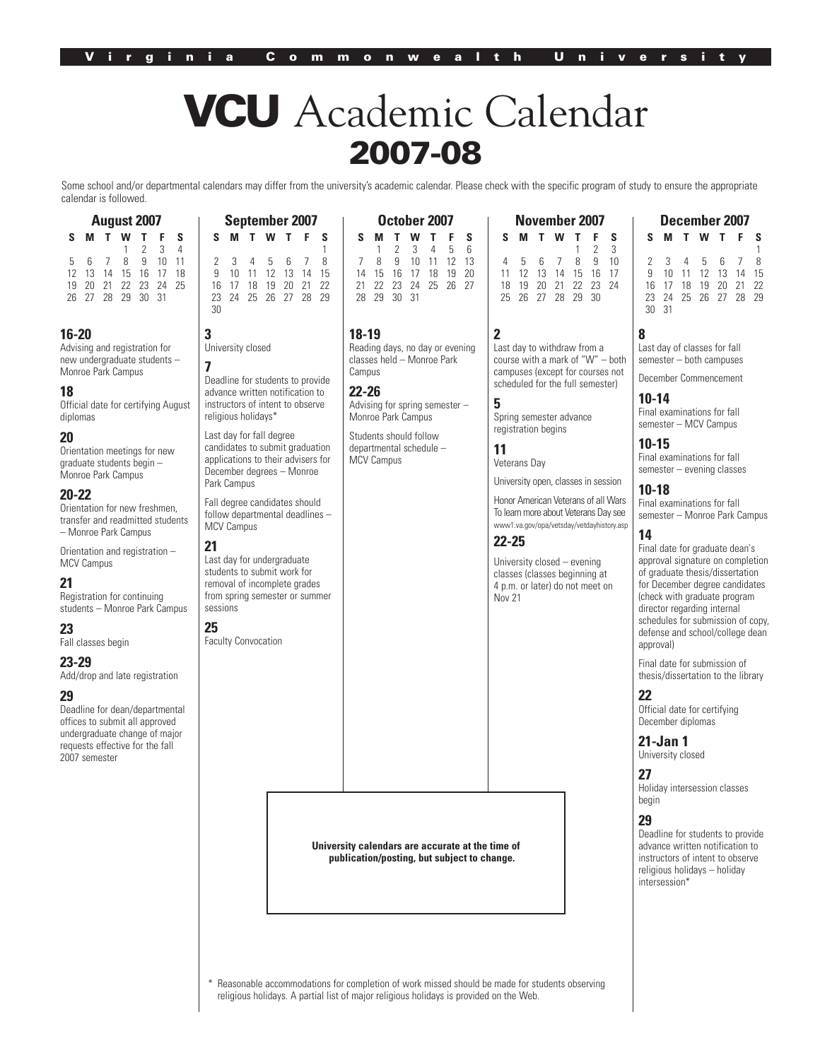Virginia Commonwealth University

# VCU Academic Calendar 2007-08

Some school and/or departmental calendars may differ from the university's academic calendar. Please check with the specific program of study to ensure the appropriate calendar is followed.

## August 2007

| S | M | T | W | T | F | S |
|---|---|---|---|---|---|---|
| | | | 1 | 2 | 3 | 4 |
| 5 | 6 | 7 | 8 | 9 | 10 | 11 |
| 12 | 13 | 14 | 15 | 16 | 17 | 18 |
| 19 | 20 | 21 | 22 | 23 | 24 | 25 |
| 26 | 27 | 28 | 29 | 30 | 31 | |

**16-20**
Advising and registration for new undergraduate students – Monroe Park Campus

**18**
Official date for certifying August diplomas

**20**
Orientation meetings for new graduate students begin – Monroe Park Campus

**20-22**
Orientation for new freshmen, transfer and readmitted students – Monroe Park Campus

Orientation and registration – MCV Campus

**21**
Registration for continuing students – Monroe Park Campus

**23**
Fall classes begin

**23-29**
Add/drop and late registration

**29**
Deadline for dean/departmental offices to submit all approved undergraduate change of major requests effective for the fall 2007 semester

## September 2007

| S | M | T | W | T | F | S |
|---|---|---|---|---|---|---|
| | | | | | | 1 |
| 2 | 3 | 4 | 5 | 6 | 7 | 8 |
| 9 | 10 | 11 | 12 | 13 | 14 | 15 |
| 16 | 17 | 18 | 19 | 20 | 21 | 22 |
| 23 | 24 | 25 | 26 | 27 | 28 | 29 |
| 30 | | | | | | |

**3**
University closed

**7**
Deadline for students to provide advance written notification to instructors of intent to observe religious holidays*

Last day for fall degree candidates to submit graduation applications to their advisers for December degrees – Monroe Park Campus

Fall degree candidates should follow departmental deadlines – MCV Campus

**21**
Last day for undergraduate students to submit work for removal of incomplete grades from spring semester or summer sessions

**25**
Faculty Convocation

## October 2007

| S | M | T | W | T | F | S |
|---|---|---|---|---|---|---|
| | 1 | 2 | 3 | 4 | 5 | 6 |
| 7 | 8 | 9 | 10 | 11 | 12 | 13 |
| 14 | 15 | 16 | 17 | 18 | 19 | 20 |
| 21 | 22 | 23 | 24 | 25 | 26 | 27 |
| 28 | 29 | 30 | 31 | | | |

**18-19**
Reading days, no day or evening classes held – Monroe Park Campus

**22-26**
Advising for spring semester – Monroe Park Campus

Students should follow departmental schedule – MCV Campus

## November 2007

| S | M | T | W | T | F | S |
|---|---|---|---|---|---|---|
| | | | | 1 | 2 | 3 |
| 4 | 5 | 6 | 7 | 8 | 9 | 10 |
| 11 | 12 | 13 | 14 | 15 | 16 | 17 |
| 18 | 19 | 20 | 21 | 22 | 23 | 24 |
| 25 | 26 | 27 | 28 | 29 | 30 | |

**2**
Last day to withdraw from a course with a mark of "W" – both campuses (except for courses not scheduled for the full semester)

**5**
Spring semester advance registration begins

**11**
Veterans Day

University open, classes in session

Honor American Veterans of all Wars To learn more about Veterans Day see www1.va.gov/opa/vetsday/vetdayhistory.asp

**22-25**
University closed – evening classes (classes beginning at 4 p.m. or later) do not meet on Nov 21

## December 2007

| S | M | T | W | T | F | S |
|---|---|---|---|---|---|---|
| | | | | | | 1 |
| 2 | 3 | 4 | 5 | 6 | 7 | 8 |
| 9 | 10 | 11 | 12 | 13 | 14 | 15 |
| 16 | 17 | 18 | 19 | 20 | 21 | 22 |
| 23 | 24 | 25 | 26 | 27 | 28 | 29 |
| 30 | 31 | | | | | |

**8**
Last day of classes for fall semester – both campuses

December Commencement

**10-14**
Final examinations for fall semester – MCV Campus

**10-15**
Final examinations for fall semester – evening classes

**10-18**
Final examinations for fall semester – Monroe Park Campus

**14**
Final date for graduate dean's approval signature on completion of graduate thesis/dissertation for December degree candidates (check with graduate program director regarding internal schedules for submission of copy, defense and school/college dean approval)

Final date for submission of thesis/dissertation to the library

**22**
Official date for certifying December diplomas

**21-Jan 1**
University closed

**27**
Holiday intersession classes begin

**29**
Deadline for students to provide advance written notification to instructors of intent to observe religious holidays – holiday intersession*

**University calendars are accurate at the time of publication/posting, but subject to change.**

\* Reasonable accommodations for completion of work missed should be made for students observing religious holidays. A partial list of major religious holidays is provided on the Web.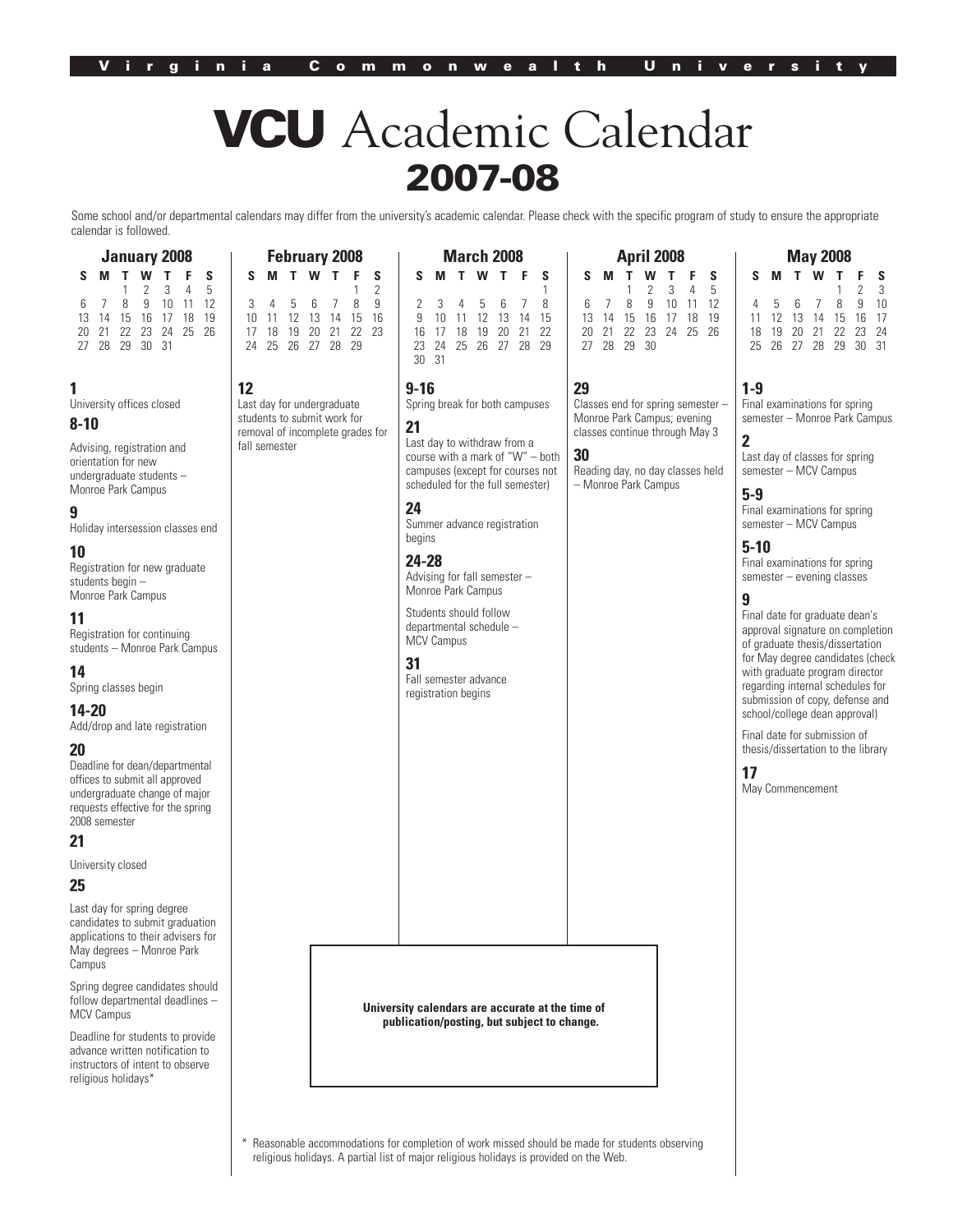Virginia Commonwealth University

# VCU Academic Calendar 2007-08

Some school and/or departmental calendars may differ from the university's academic calendar. Please check with the specific program of study to ensure the appropriate calendar is followed.

## January 2008

| S | M | T | W | T | F | S |
|---|---|---|---|---|---|---|
| | | 1 | 2 | 3 | 4 | 5 |
| 6 | 7 | 8 | 9 | 10 | 11 | 12 |
| 13 | 14 | 15 | 16 | 17 | 18 | 19 |
| 20 | 21 | 22 | 23 | 24 | 25 | 26 |
| 27 | 28 | 29 | 30 | 31 | | |

### 1
University offices closed

### 8-10
Advising, registration and orientation for new undergraduate students – Monroe Park Campus

### 9
Holiday intersession classes end

### 10
Registration for new graduate students begin – Monroe Park Campus

### 11
Registration for continuing students – Monroe Park Campus

### 14
Spring classes begin

### 14-20
Add/drop and late registration

### 20
Deadline for dean/departmental offices to submit all approved undergraduate change of major requests effective for the spring 2008 semester

### 21
University closed

### 25
Last day for spring degree candidates to submit graduation applications to their advisers for May degrees – Monroe Park Campus

Spring degree candidates should follow departmental deadlines – MCV Campus

Deadline for students to provide advance written notification to instructors of intent to observe religious holidays*

## February 2008

| S | M | T | W | T | F | S |
|---|---|---|---|---|---|---|
| | | | | | 1 | 2 |
| 3 | 4 | 5 | 6 | 7 | 8 | 9 |
| 10 | 11 | 12 | 13 | 14 | 15 | 16 |
| 17 | 18 | 19 | 20 | 21 | 22 | 23 |
| 24 | 25 | 26 | 27 | 28 | 29 | |

### 12
Last day for undergraduate students to submit work for removal of incomplete grades for fall semester

## March 2008

| S | M | T | W | T | F | S |
|---|---|---|---|---|---|---|
| | | | | | | 1 |
| 2 | 3 | 4 | 5 | 6 | 7 | 8 |
| 9 | 10 | 11 | 12 | 13 | 14 | 15 |
| 16 | 17 | 18 | 19 | 20 | 21 | 22 |
| 23 | 24 | 25 | 26 | 27 | 28 | 29 |
| 30 | 31 | | | | | |

### 9-16
Spring break for both campuses

### 21
Last day to withdraw from a course with a mark of "W" – both campuses (except for courses not scheduled for the full semester)

### 24
Summer advance registration begins

### 24-28
Advising for fall semester – Monroe Park Campus

Students should follow departmental schedule – MCV Campus

### 31
Fall semester advance registration begins

## April 2008

| S | M | T | W | T | F | S |
|---|---|---|---|---|---|---|
| | | 1 | 2 | 3 | 4 | 5 |
| 6 | 7 | 8 | 9 | 10 | 11 | 12 |
| 13 | 14 | 15 | 16 | 17 | 18 | 19 |
| 20 | 21 | 22 | 23 | 24 | 25 | 26 |
| 27 | 28 | 29 | 30 | | | |

### 29
Classes end for spring semester – Monroe Park Campus; evening classes continue through May 3

### 30
Reading day, no day classes held – Monroe Park Campus

## May 2008

| S | M | T | W | T | F | S |
|---|---|---|---|---|---|---|
| | | | | 1 | 2 | 3 |
| 4 | 5 | 6 | 7 | 8 | 9 | 10 |
| 11 | 12 | 13 | 14 | 15 | 16 | 17 |
| 18 | 19 | 20 | 21 | 22 | 23 | 24 |
| 25 | 26 | 27 | 28 | 29 | 30 | 31 |

### 1-9
Final examinations for spring semester – Monroe Park Campus

### 2
Last day of classes for spring semester – MCV Campus

### 5-9
Final examinations for spring semester – MCV Campus

### 5-10
Final examinations for spring semester – evening classes

### 9
Final date for graduate dean's approval signature on completion of graduate thesis/dissertation for May degree candidates (check with graduate program director regarding internal schedules for submission of copy, defense and school/college dean approval)

Final date for submission of thesis/dissertation to the library

### 17
May Commencement

**University calendars are accurate at the time of publication/posting, but subject to change.**

* Reasonable accommodations for completion of work missed should be made for students observing religious holidays. A partial list of major religious holidays is provided on the Web.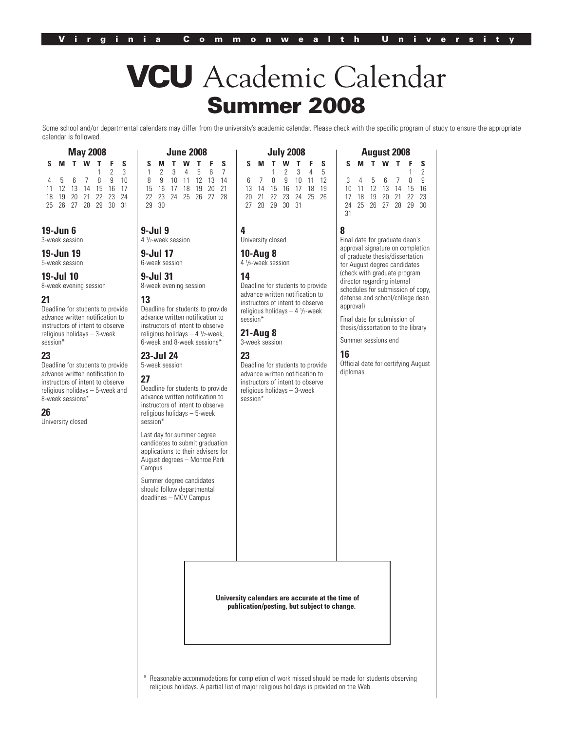Virginia Commonwealth University

# VCU Academic Calendar
## Summer 2008

Some school and/or departmental calendars may differ from the university's academic calendar. Please check with the specific program of study to ensure the appropriate calendar is followed.

### May 2008

| S | M | T | W | T | F | S |
|---|---|---|---|---|---|---|
| | | | | 1 | 2 | 3 |
| 4 | 5 | 6 | 7 | 8 | 9 | 10 |
| 11 | 12 | 13 | 14 | 15 | 16 | 17 |
| 18 | 19 | 20 | 21 | 22 | 23 | 24 |
| 25 | 26 | 27 | 28 | 29 | 30 | 31 |

**19-Jun 6**
3-week session

**19-Jun 19**
5-week session

**19-Jul 10**
8-week evening session

**21**
Deadline for students to provide advance written notification to instructors of intent to observe religious holidays – 3-week session*

**23**
Deadline for students to provide advance written notification to instructors of intent to observe religious holidays – 5-week and 8-week sessions*

**26**
University closed

### June 2008

| S | M | T | W | T | F | S |
|---|---|---|---|---|---|---|
| 1 | 2 | 3 | 4 | 5 | 6 | 7 |
| 8 | 9 | 10 | 11 | 12 | 13 | 14 |
| 15 | 16 | 17 | 18 | 19 | 20 | 21 |
| 22 | 23 | 24 | 25 | 26 | 27 | 28 |
| 29 | 30 | | | | | |

**9-Jul 9**
4 1/2-week session

**9-Jul 17**
6-week session

**9-Jul 31**
8-week evening session

**13**
Deadline for students to provide advance written notification to instructors of intent to observe religious holidays – 4 1/2-week, 6-week and 8-week sessions*

**23-Jul 24**
5-week session

**27**
Deadline for students to provide advance written notification to instructors of intent to observe religious holidays – 5-week session*

Last day for summer degree candidates to submit graduation applications to their advisers for August degrees – Monroe Park Campus

Summer degree candidates should follow departmental deadlines – MCV Campus

### July 2008

| S | M | T | W | T | F | S |
|---|---|---|---|---|---|---|
| | | 1 | 2 | 3 | 4 | 5 |
| 6 | 7 | 8 | 9 | 10 | 11 | 12 |
| 13 | 14 | 15 | 16 | 17 | 18 | 19 |
| 20 | 21 | 22 | 23 | 24 | 25 | 26 |
| 27 | 28 | 29 | 30 | 31 | | |

**4**
University closed

**10-Aug 8**
4 1/2-week session

**14**
Deadline for students to provide advance written notification to instructors of intent to observe religious holidays – 4 1/2-week session*

**21-Aug 8**
3-week session

**23**
Deadline for students to provide advance written notification to instructors of intent to observe religious holidays – 3-week session*

### August 2008

| S | M | T | W | T | F | S |
|---|---|---|---|---|---|---|
| | | | | | 1 | 2 |
| 3 | 4 | 5 | 6 | 7 | 8 | 9 |
| 10 | 11 | 12 | 13 | 14 | 15 | 16 |
| 17 | 18 | 19 | 20 | 21 | 22 | 23 |
| 24 | 25 | 26 | 27 | 28 | 29 | 30 |
| 31 | | | | | | |

**8**
Final date for graduate dean's approval signature on completion of graduate thesis/dissertation for August degree candidates (check with graduate program director regarding internal schedules for submission of copy, defense and school/college dean approval)

Final date for submission of thesis/dissertation to the library

Summer sessions end

**16**
Official date for certifying August diplomas

**University calendars are accurate at the time of publication/posting, but subject to change.**

* Reasonable accommodations for completion of work missed should be made for students observing religious holidays. A partial list of major religious holidays is provided on the Web.